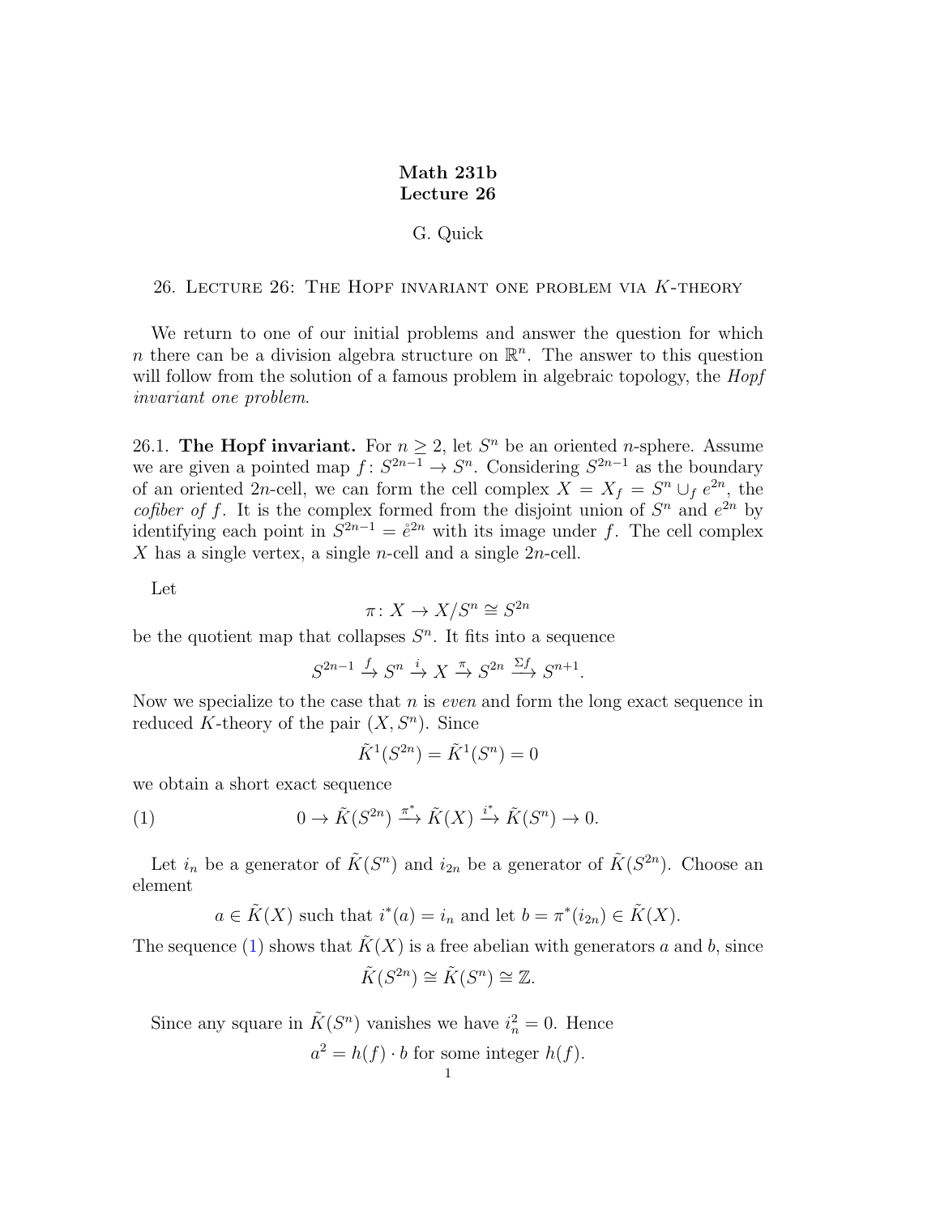**Math 231b**
**Lecture 26**

G. Quick

# 26. Lecture 26: The Hopf invariant one problem via $K$-theory

We return to one of our initial problems and answer the question for which $n$ there can be a division algebra structure on $\mathbb{R}^n$. The answer to this question will follow from the solution of a famous problem in algebraic topology, the *Hopf invariant one problem*.

26.1. **The Hopf invariant.** For $n \geq 2$, let $S^n$ be an oriented $n$-sphere. Assume we are given a pointed map $f\colon S^{2n-1} \to S^n$. Considering $S^{2n-1}$ as the boundary of an oriented $2n$-cell, we can form the cell complex $X = X_f = S^n \cup_f e^{2n}$, the *cofiber of* $f$. It is the complex formed from the disjoint union of $S^n$ and $e^{2n}$ by identifying each point in $S^{2n-1} = \mathring{e}^{2n}$ with its image under $f$. The cell complex $X$ has a single vertex, a single $n$-cell and a single $2n$-cell.

Let

$$\pi\colon X \to X/S^n \cong S^{2n}$$

be the quotient map that collapses $S^n$. It fits into a sequence

$$S^{2n-1} \xrightarrow{f} S^n \xrightarrow{i} X \xrightarrow{\pi} S^{2n} \xrightarrow{\Sigma f} S^{n+1}.$$

Now we specialize to the case that $n$ is *even* and form the long exact sequence in reduced $K$-theory of the pair $(X, S^n)$. Since

$$\tilde{K}^1(S^{2n}) = \tilde{K}^1(S^n) = 0$$

we obtain a short exact sequence

$$0 \to \tilde{K}(S^{2n}) \xrightarrow{\pi^*} \tilde{K}(X) \xrightarrow{i^*} \tilde{K}(S^n) \to 0. \tag{1}$$

Let $i_n$ be a generator of $\tilde{K}(S^n)$ and $i_{2n}$ be a generator of $\tilde{K}(S^{2n})$. Choose an element

$$a \in \tilde{K}(X) \text{ such that } i^*(a) = i_n \text{ and let } b = \pi^*(i_{2n}) \in \tilde{K}(X).$$

The sequence (1) shows that $\tilde{K}(X)$ is a free abelian with generators $a$ and $b$, since

$$\tilde{K}(S^{2n}) \cong \tilde{K}(S^n) \cong \mathbb{Z}.$$

Since any square in $\tilde{K}(S^n)$ vanishes we have $i_n^2 = 0$. Hence

$$a^2 = h(f) \cdot b \text{ for some integer } h(f).$$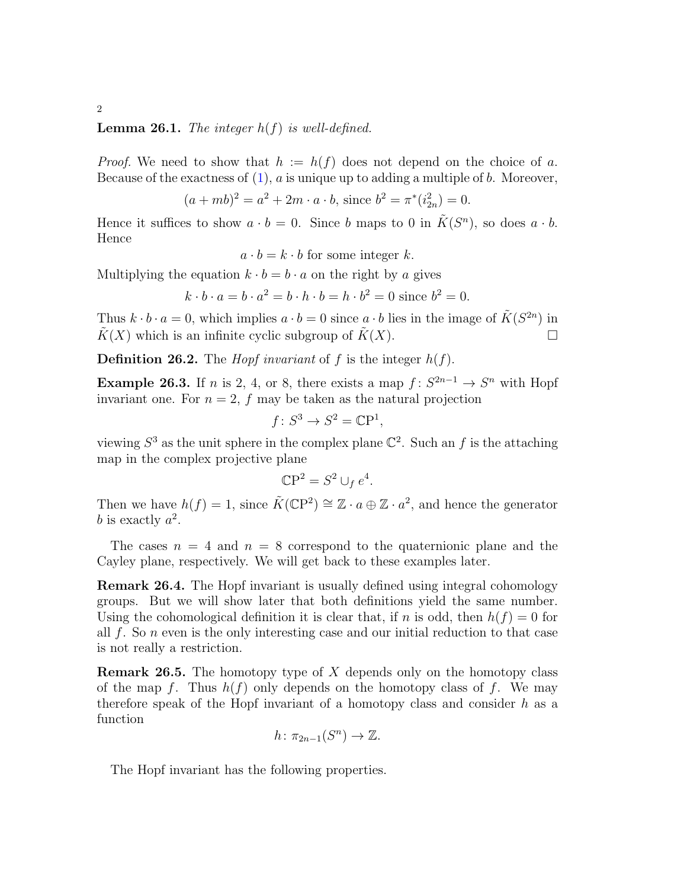**Lemma 26.1.** *The integer $h(f)$ is well-defined.*

*Proof.* We need to show that $h := h(f)$ does not depend on the choice of $a$. Because of the exactness of (1), $a$ is unique up to adding a multiple of $b$. Moreover,

$$(a + mb)^2 = a^2 + 2m \cdot a \cdot b, \text{ since } b^2 = \pi^*(i_{2n}^2) = 0.$$

Hence it suffices to show $a \cdot b = 0$. Since $b$ maps to 0 in $\tilde{K}(S^n)$, so does $a \cdot b$. Hence

$$a \cdot b = k \cdot b \text{ for some integer } k.$$

Multiplying the equation $k \cdot b = b \cdot a$ on the right by $a$ gives

$$k \cdot b \cdot a = b \cdot a^2 = b \cdot h \cdot b = h \cdot b^2 = 0 \text{ since } b^2 = 0.$$

Thus $k \cdot b \cdot a = 0$, which implies $a \cdot b = 0$ since $a \cdot b$ lies in the image of $\tilde{K}(S^{2n})$ in $\tilde{K}(X)$ which is an infinite cyclic subgroup of $\tilde{K}(X)$. $\square$

**Definition 26.2.** The *Hopf invariant* of $f$ is the integer $h(f)$.

**Example 26.3.** If $n$ is 2, 4, or 8, there exists a map $f\colon S^{2n-1} \to S^n$ with Hopf invariant one. For $n = 2$, $f$ may be taken as the natural projection

$$f\colon S^3 \to S^2 = \mathbb{C}\mathrm{P}^1,$$

viewing $S^3$ as the unit sphere in the complex plane $\mathbb{C}^2$. Such an $f$ is the attaching map in the complex projective plane

$$\mathbb{C}\mathrm{P}^2 = S^2 \cup_f e^4.$$

Then we have $h(f) = 1$, since $\tilde{K}(\mathbb{C}\mathrm{P}^2) \cong \mathbb{Z} \cdot a \oplus \mathbb{Z} \cdot a^2$, and hence the generator $b$ is exactly $a^2$.

The cases $n = 4$ and $n = 8$ correspond to the quaternionic plane and the Cayley plane, respectively. We will get back to these examples later.

**Remark 26.4.** The Hopf invariant is usually defined using integral cohomology groups. But we will show later that both definitions yield the same number. Using the cohomological definition it is clear that, if $n$ is odd, then $h(f) = 0$ for all $f$. So $n$ even is the only interesting case and our initial reduction to that case is not really a restriction.

**Remark 26.5.** The homotopy type of $X$ depends only on the homotopy class of the map $f$. Thus $h(f)$ only depends on the homotopy class of $f$. We may therefore speak of the Hopf invariant of a homotopy class and consider $h$ as a function

$$h\colon \pi_{2n-1}(S^n) \to \mathbb{Z}.$$

The Hopf invariant has the following properties.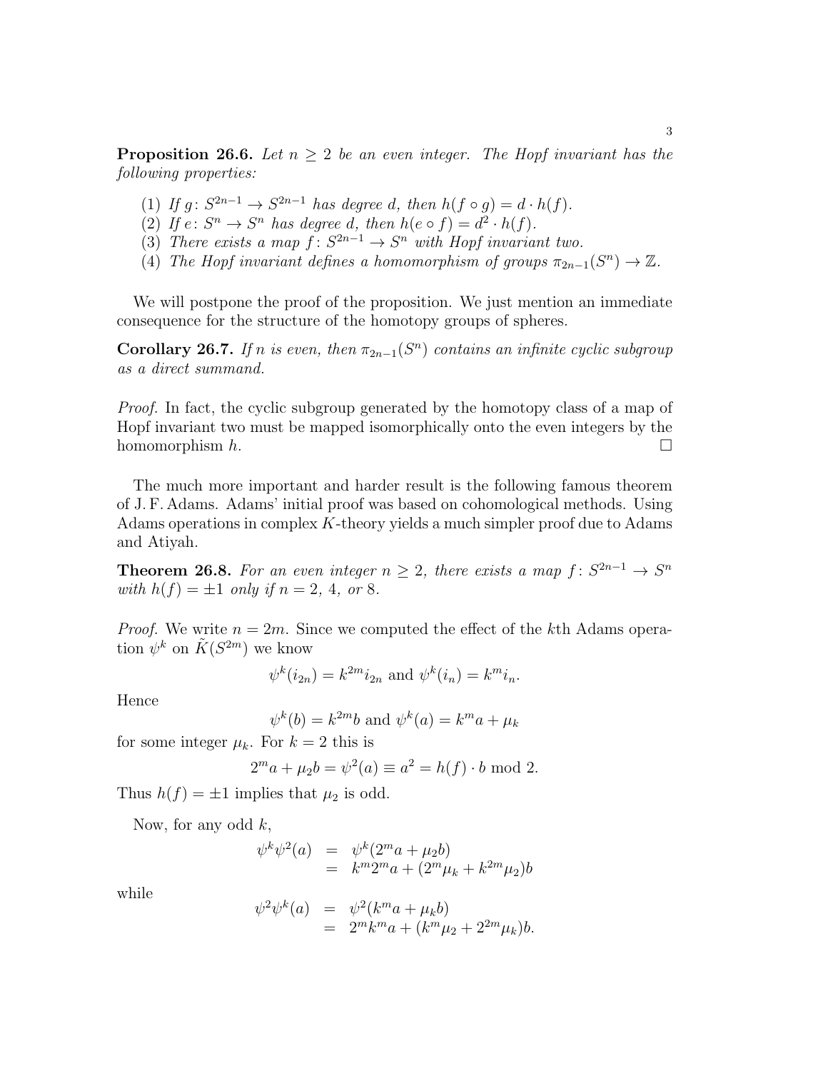**Proposition 26.6.** *Let $n \geq 2$ be an even integer. The Hopf invariant has the following properties:*

1. *If $g\colon S^{2n-1} \to S^{2n-1}$ has degree $d$, then $h(f \circ g) = d \cdot h(f)$.*
2. *If $e\colon S^n \to S^n$ has degree $d$, then $h(e \circ f) = d^2 \cdot h(f)$.*
3. *There exists a map $f\colon S^{2n-1} \to S^n$ with Hopf invariant two.*
4. *The Hopf invariant defines a homomorphism of groups $\pi_{2n-1}(S^n) \to \mathbb{Z}$.*

We will postpone the proof of the proposition. We just mention an immediate consequence for the structure of the homotopy groups of spheres.

**Corollary 26.7.** *If $n$ is even, then $\pi_{2n-1}(S^n)$ contains an infinite cyclic subgroup as a direct summand.*

*Proof.* In fact, the cyclic subgroup generated by the homotopy class of a map of Hopf invariant two must be mapped isomorphically onto the even integers by the homomorphism $h$. □

The much more important and harder result is the following famous theorem of J. F. Adams. Adams' initial proof was based on cohomological methods. Using Adams operations in complex $K$-theory yields a much simpler proof due to Adams and Atiyah.

**Theorem 26.8.** *For an even integer $n \geq 2$, there exists a map $f\colon S^{2n-1} \to S^n$ with $h(f) = \pm 1$ only if $n = 2$, $4$, or $8$.*

*Proof.* We write $n = 2m$. Since we computed the effect of the $k$th Adams operation $\psi^k$ on $\tilde{K}(S^{2m})$ we know

$$\psi^k(i_{2n}) = k^{2m} i_{2n} \text{ and } \psi^k(i_n) = k^m i_n.$$

Hence

$$\psi^k(b) = k^{2m} b \text{ and } \psi^k(a) = k^m a + \mu_k$$

for some integer $\mu_k$. For $k = 2$ this is

$$2^m a + \mu_2 b = \psi^2(a) \equiv a^2 = h(f) \cdot b \bmod 2.$$

Thus $h(f) = \pm 1$ implies that $\mu_2$ is odd.

Now, for any odd $k$,

$$\begin{aligned}
\psi^k \psi^2(a) &= \psi^k(2^m a + \mu_2 b) \\
&= k^m 2^m a + (2^m \mu_k + k^{2m} \mu_2) b
\end{aligned}$$

while

$$\begin{aligned}
\psi^2 \psi^k(a) &= \psi^2(k^m a + \mu_k b) \\
&= 2^m k^m a + (k^m \mu_2 + 2^{2m} \mu_k) b.
\end{aligned}$$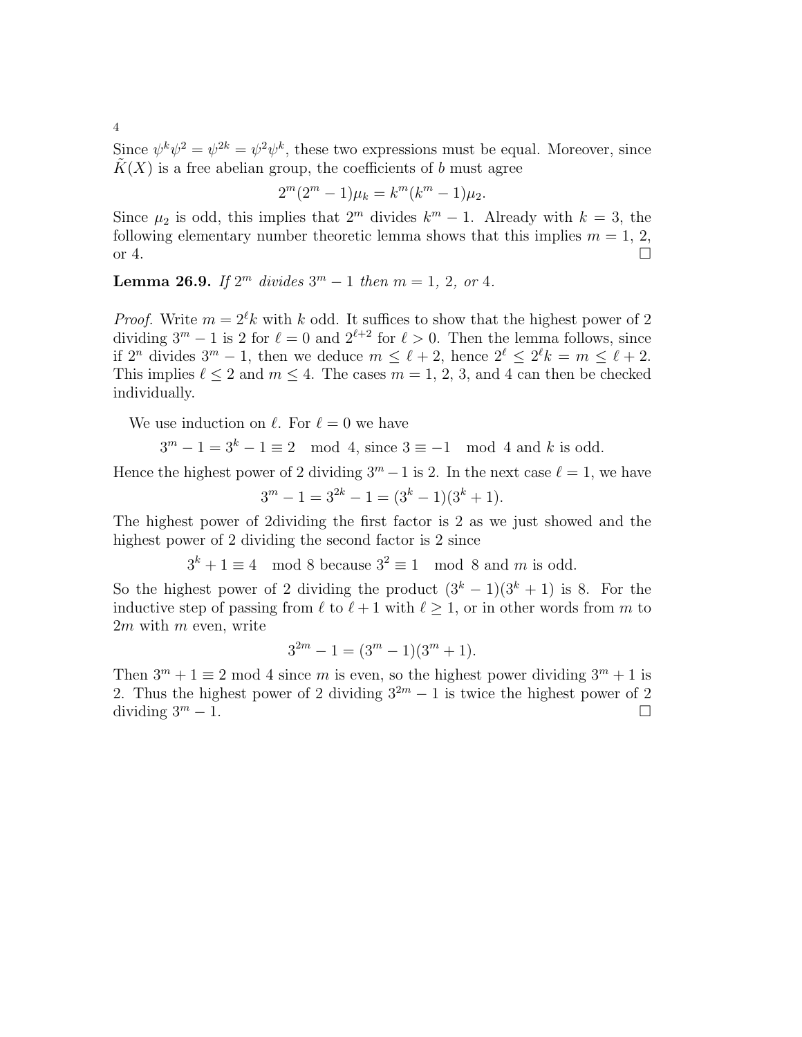Since $\psi^k \psi^2 = \psi^{2k} = \psi^2 \psi^k$, these two expressions must be equal. Moreover, since $\tilde{K}(X)$ is a free abelian group, the coefficients of $b$ must agree

$$2^m(2^m - 1)\mu_k = k^m(k^m - 1)\mu_2.$$

Since $\mu_2$ is odd, this implies that $2^m$ divides $k^m - 1$. Already with $k = 3$, the following elementary number theoretic lemma shows that this implies $m = 1$, 2, or 4. □

**Lemma 26.9.** *If $2^m$ divides $3^m - 1$ then $m = 1$, 2, or 4.*

*Proof.* Write $m = 2^\ell k$ with $k$ odd. It suffices to show that the highest power of 2 dividing $3^m - 1$ is 2 for $\ell = 0$ and $2^{\ell+2}$ for $\ell > 0$. Then the lemma follows, since if $2^n$ divides $3^m - 1$, then we deduce $m \leq \ell + 2$, hence $2^\ell \leq 2^\ell k = m \leq \ell + 2$. This implies $\ell \leq 2$ and $m \leq 4$. The cases $m = 1$, 2, 3, and 4 can then be checked individually.

We use induction on $\ell$. For $\ell = 0$ we have

$$3^m - 1 = 3^k - 1 \equiv 2 \mod 4, \text{ since } 3 \equiv -1 \mod 4 \text{ and } k \text{ is odd.}$$

Hence the highest power of 2 dividing $3^m - 1$ is 2. In the next case $\ell = 1$, we have

$$3^m - 1 = 3^{2k} - 1 = (3^k - 1)(3^k + 1).$$

The highest power of 2dividing the first factor is 2 as we just showed and the highest power of 2 dividing the second factor is 2 since

$$3^k + 1 \equiv 4 \mod 8 \text{ because } 3^2 \equiv 1 \mod 8 \text{ and } m \text{ is odd.}$$

So the highest power of 2 dividing the product $(3^k - 1)(3^k + 1)$ is 8. For the inductive step of passing from $\ell$ to $\ell + 1$ with $\ell \geq 1$, or in other words from $m$ to $2m$ with $m$ even, write

$$3^{2m} - 1 = (3^m - 1)(3^m + 1).$$

Then $3^m + 1 \equiv 2 \bmod 4$ since $m$ is even, so the highest power dividing $3^m + 1$ is 2. Thus the highest power of 2 dividing $3^{2m} - 1$ is twice the highest power of 2 dividing $3^m - 1$. □